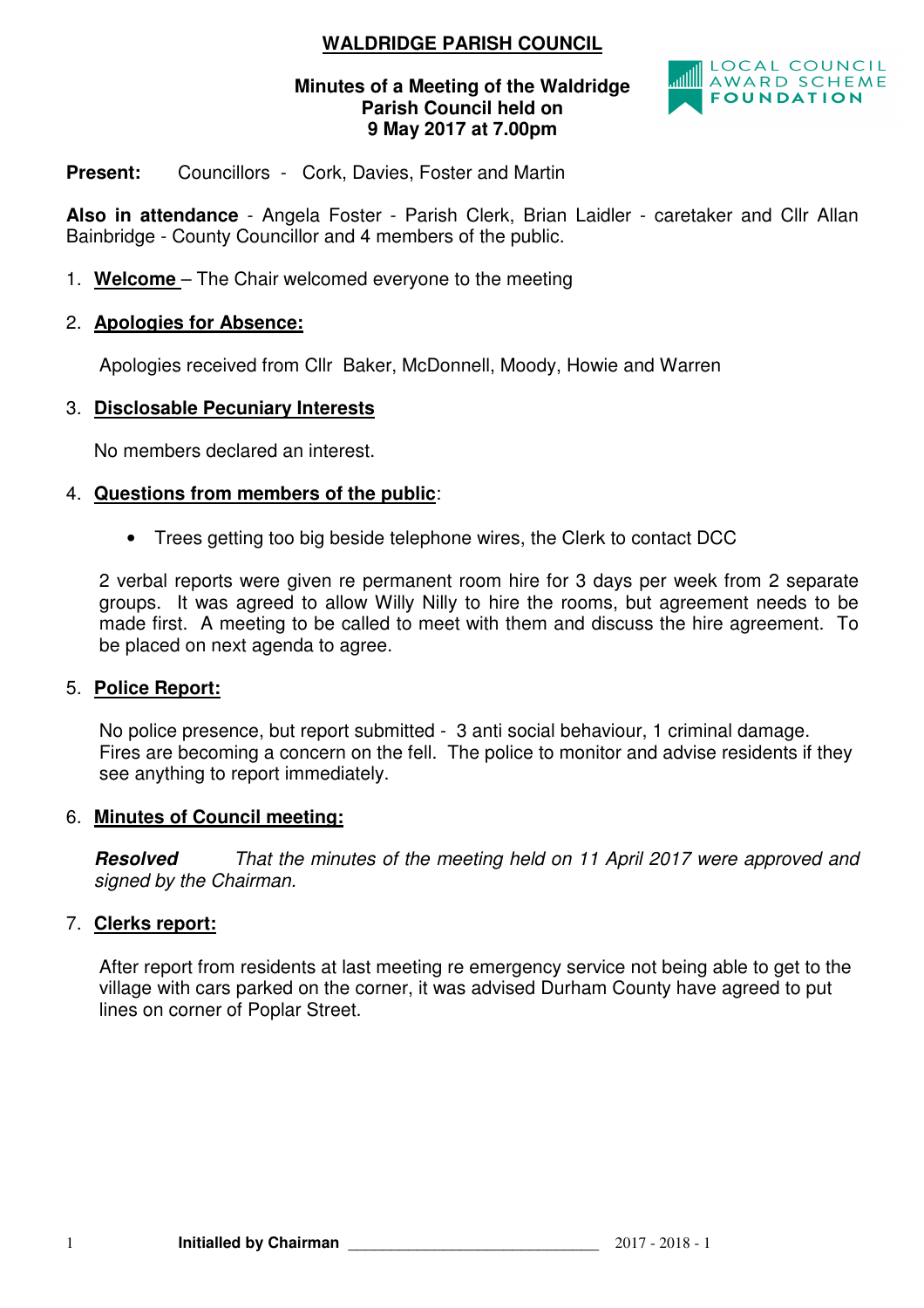# WALDRIDGE PARISH COUNCIL

**Minutes of a Meeting of the Waldridge Parish Council held on 9 May 2017 at 7.00pm**

LOCAL COUNCIL AWARD SCHEME FOUNDATION

**Present:** Councillors - Cork, Davies, Foster and Martin

**Also in attendance** - Angela Foster - Parish Clerk, Brian Laidler - caretaker and Cllr Allan Bainbridge - County Councillor and 4 members of the public.

1. **Welcome** – The Chair welcomed everyone to the meeting

2. **Apologies for Absence:**

   Apologies received from Cllr Baker, McDonnell, Moody, Howie and Warren

3. **Disclosable Pecuniary Interests**

   No members declared an interest.

4. **Questions from members of the public**:

   - Trees getting too big beside telephone wires, the Clerk to contact DCC

   2 verbal reports were given re permanent room hire for 3 days per week from 2 separate groups. It was agreed to allow Willy Nilly to hire the rooms, but agreement needs to be made first. A meeting to be called to meet with them and discuss the hire agreement. To be placed on next agenda to agree.

5. **Police Report:**

   No police presence, but report submitted - 3 anti social behaviour, 1 criminal damage. Fires are becoming a concern on the fell. The police to monitor and advise residents if they see anything to report immediately.

6. **Minutes of Council meeting:**

   ***Resolved*** *That the minutes of the meeting held on 11 April 2017 were approved and signed by the Chairman.*

7. **Clerks report:**

   After report from residents at last meeting re emergency service not being able to get to the village with cars parked on the corner, it was advised Durham County have agreed to put lines on corner of Poplar Street.

**Initialled by Chairman** ______________________________ 2017 - 2018 - 1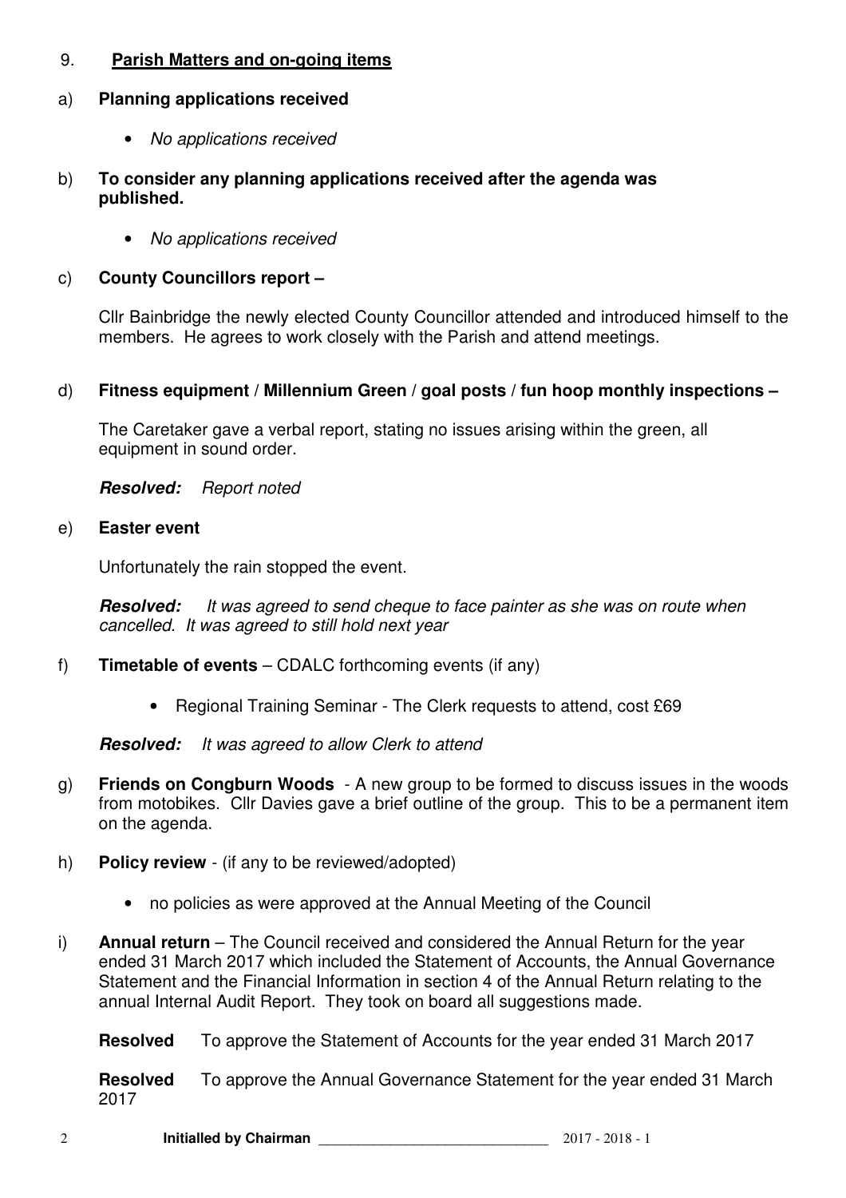## 9. **Parish Matters and on-going items**

### a) **Planning applications received**

- *No applications received*

### b) **To consider any planning applications received after the agenda was published.**

- *No applications received*

### c) **County Councillors report –**

Cllr Bainbridge the newly elected County Councillor attended and introduced himself to the members. He agrees to work closely with the Parish and attend meetings.

### d) **Fitness equipment / Millennium Green / goal posts / fun hoop monthly inspections –**

The Caretaker gave a verbal report, stating no issues arising within the green, all equipment in sound order.

***Resolved:*** *Report noted*

### e) **Easter event**

Unfortunately the rain stopped the event.

***Resolved:*** *It was agreed to send cheque to face painter as she was on route when cancelled. It was agreed to still hold next year*

### f) **Timetable of events** – CDALC forthcoming events (if any)

- Regional Training Seminar - The Clerk requests to attend, cost £69

***Resolved:*** *It was agreed to allow Clerk to attend*

### g) **Friends on Congburn Woods** - A new group to be formed to discuss issues in the woods from motobikes. Cllr Davies gave a brief outline of the group. This to be a permanent item on the agenda.

### h) **Policy review** - (if any to be reviewed/adopted)

- no policies as were approved at the Annual Meeting of the Council

### i) **Annual return** – The Council received and considered the Annual Return for the year ended 31 March 2017 which included the Statement of Accounts, the Annual Governance Statement and the Financial Information in section 4 of the Annual Return relating to the annual Internal Audit Report. They took on board all suggestions made.

**Resolved** To approve the Statement of Accounts for the year ended 31 March 2017

**Resolved** To approve the Annual Governance Statement for the year ended 31 March 2017

**Initialled by Chairman** ____________________________ 2017 - 2018 - 1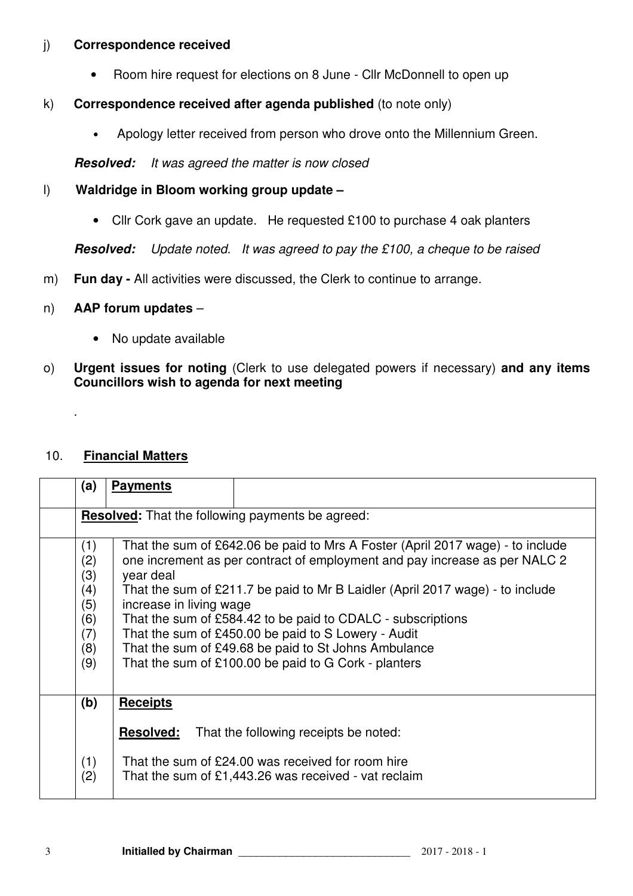j) **Correspondence received**

- Room hire request for elections on 8 June - Cllr McDonnell to open up

k) **Correspondence received after agenda published** (to note only)

- Apology letter received from person who drove onto the Millennium Green.

***Resolved:*** *It was agreed the matter is now closed*

l) **Waldridge in Bloom working group update –**

- Cllr Cork gave an update. He requested £100 to purchase 4 oak planters

***Resolved:*** *Update noted. It was agreed to pay the £100, a cheque to be raised*

m) **Fun day -** All activities were discussed, the Clerk to continue to arrange.

n) **AAP forum updates** –

- No update available

o) **Urgent issues for noting** (Clerk to use delegated powers if necessary) **and any items Councillors wish to agenda for next meeting**

.

## 10. **Financial Matters**

| | | |
|---|---|---|
| | **(a)** | **Payments** |
| | **Resolved:** That the following payments be agreed: | |
| | (1)<br>(2)<br>(3)<br>(4)<br>(5)<br>(6)<br>(7)<br>(8)<br>(9) | That the sum of £642.06 be paid to Mrs A Foster (April 2017 wage) - to include one increment as per contract of employment and pay increase as per NALC 2 year deal<br>That the sum of £211.7 be paid to Mr B Laidler (April 2017 wage) - to include increase in living wage<br>That the sum of £584.42 to be paid to CDALC - subscriptions<br>That the sum of £450.00 be paid to S Lowery - Audit<br>That the sum of £49.68 be paid to St Johns Ambulance<br>That the sum of £100.00 be paid to G Cork - planters |
| | **(b)** | **Receipts**<br><br>**Resolved:** That the following receipts be noted: |
| | (1)<br>(2) | That the sum of £24.00 was received for room hire<br>That the sum of £1,443.26 was received - vat reclaim |

**Initialled by Chairman** ______________________________ 2017 - 2018 - 1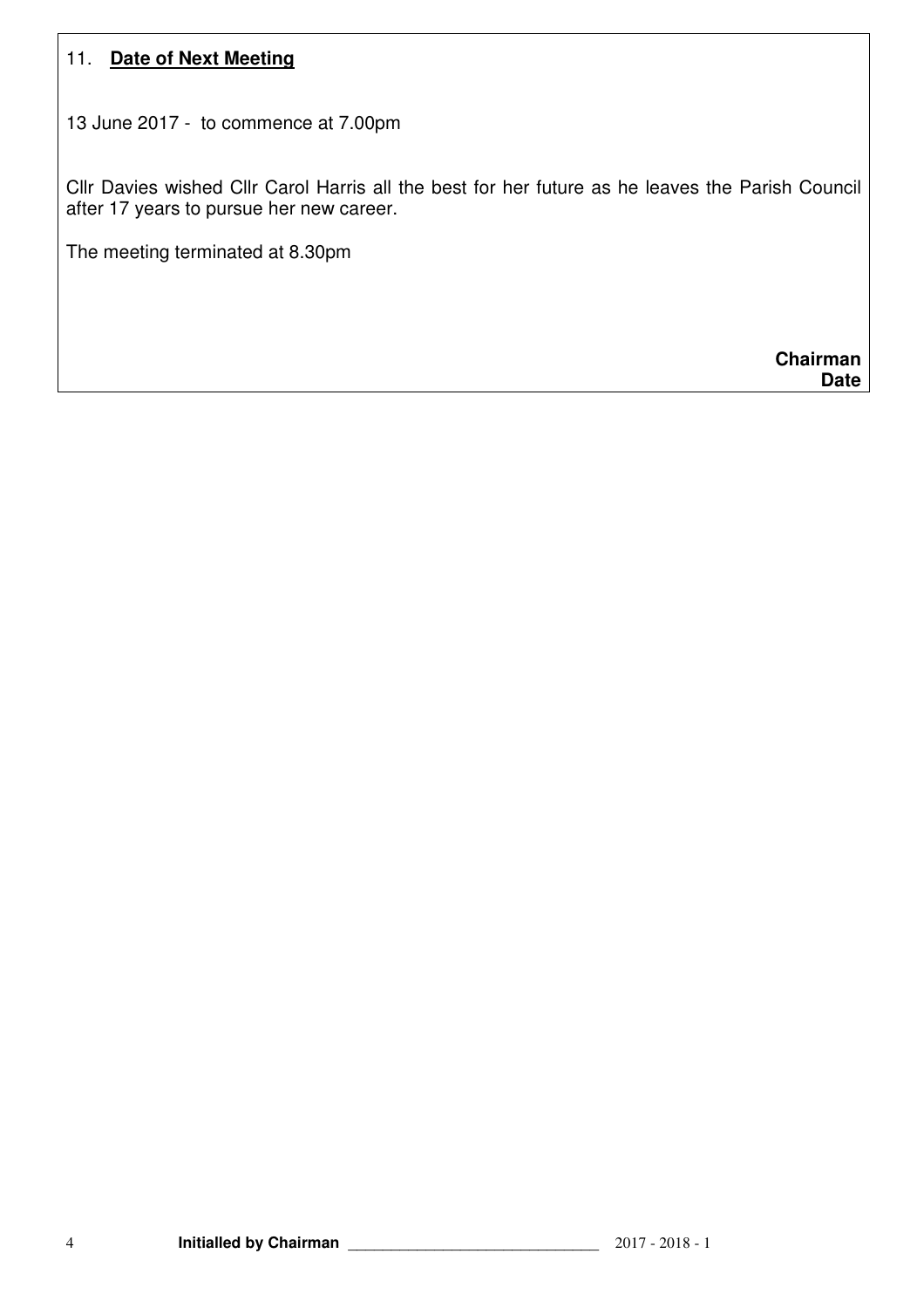11. **Date of Next Meeting**

13 June 2017 - to commence at 7.00pm

Cllr Davies wished Cllr Carol Harris all the best for her future as he leaves the Parish Council after 17 years to pursue her new career.

The meeting terminated at 8.30pm

**Chairman**
**Date**

**Initialled by Chairman** ______________________________ 2017 - 2018 - 1